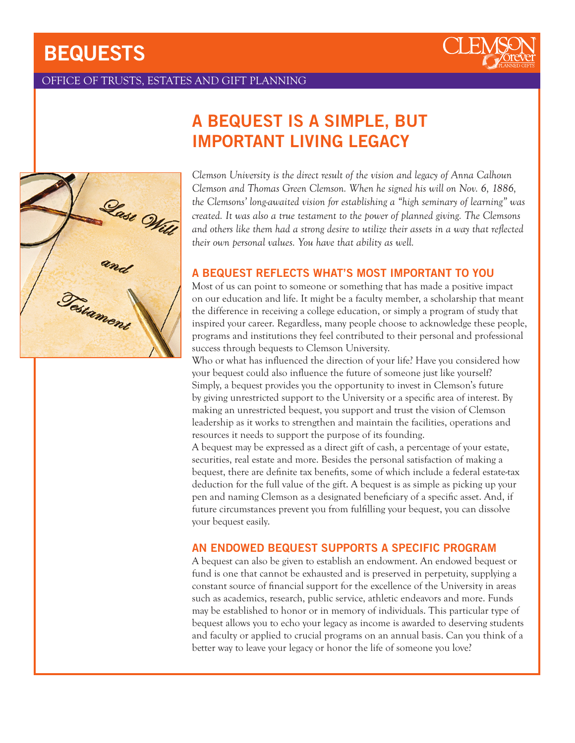# BEQUESTS

OFFICE OF TRUSTS, ESTATES AND GIFT PLANNING

## A BEQUEST IS A SIMPLE, BUT IMPORTANT LIVING LEGACY

*Clemson University is the direct result of the vision and legacy of Anna Calhoun Clemson and Thomas Green Clemson. When he signed his will on Nov. 6, 1886, the Clemsons' long-awaited vision for establishing a "high seminary of learning" was created. It was also a true testament to the power of planned giving. The Clemsons and others like them had a strong desire to utilize their assets in a way that reflected their own personal values. You have that ability as well.*

### A BEQUEST REFLECTS WHAT'S MOST IMPORTANT TO YOU

Most of us can point to someone or something that has made a positive impact on our education and life. It might be a faculty member, a scholarship that meant the difference in receiving a college education, or simply a program of study that inspired your career. Regardless, many people choose to acknowledge these people, programs and institutions they feel contributed to their personal and professional success through bequests to Clemson University.

Who or what has influenced the direction of your life? Have you considered how your bequest could also influence the future of someone just like yourself? Simply, a bequest provides you the opportunity to invest in Clemson's future by giving unrestricted support to the University or a specific area of interest. By making an unrestricted bequest, you support and trust the vision of Clemson leadership as it works to strengthen and maintain the facilities, operations and resources it needs to support the purpose of its founding.

A bequest may be expressed as a direct gift of cash, a percentage of your estate, securities, real estate and more. Besides the personal satisfaction of making a bequest, there are definite tax benefits, some of which include a federal estate-tax deduction for the full value of the gift. A bequest is as simple as picking up your pen and naming Clemson as a designated beneficiary of a specific asset. And, if future circumstances prevent you from fulfilling your bequest, you can dissolve your bequest easily.

### AN ENDOWED BEQUEST SUPPORTS A SPECIFIC PROGRAM

A bequest can also be given to establish an endowment. An endowed bequest or fund is one that cannot be exhausted and is preserved in perpetuity, supplying a constant source of financial support for the excellence of the University in areas such as academics, research, public service, athletic endeavors and more. Funds may be established to honor or in memory of individuals. This particular type of bequest allows you to echo your legacy as income is awarded to deserving students and faculty or applied to crucial programs on an annual basis. Can you think of a better way to leave your legacy or honor the life of someone you love?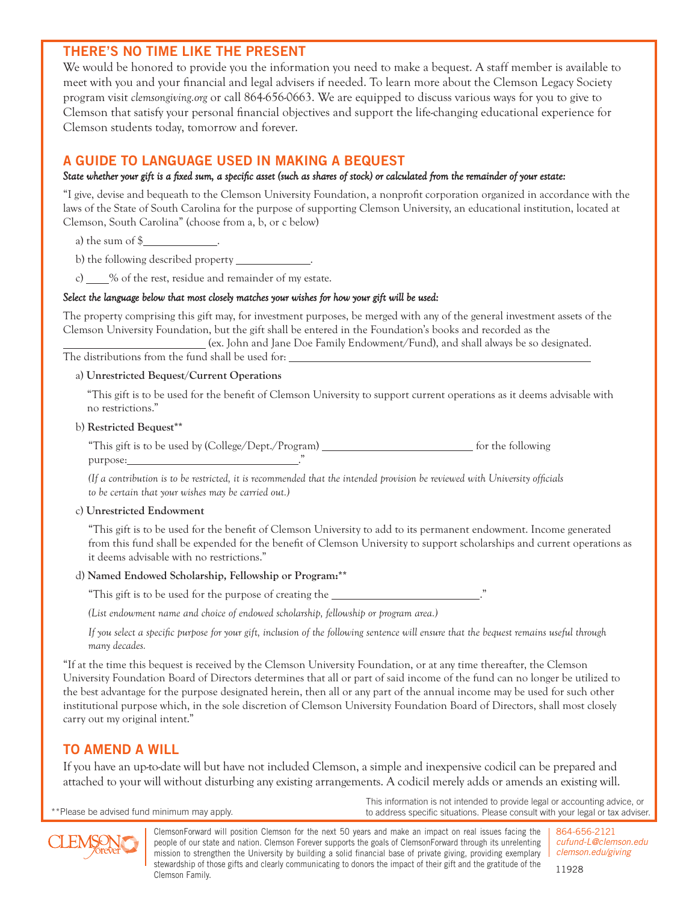## THERE'S NO TIME LIKE THE PRESENT

We would be honored to provide you the information you need to make a bequest. A staff member is available to meet with you and your financial and legal advisers if needed. To learn more about the Clemson Legacy Society program visit *clemsongiving.org* or call 864-656-0663. We are equipped to discuss various ways for you to give to Clemson that satisfy your personal financial objectives and support the life-changing educational experience for Clemson students today, tomorrow and forever.

## A GUIDE TO LANGUAGE USED IN MAKING A BEQUEST

*State whether your gift is a fixed sum, a specific asset (such as shares of stock) or calculated from the remainder of your estate:*

"I give, devise and bequeath to the Clemson University Foundation, a nonprofit corporation organized in accordance with the laws of the State of South Carolina for the purpose of supporting Clemson University, an educational institution, located at Clemson, South Carolina" (choose from a, b, or c below)

a) the sum of $_____________.

b) the following described property _____________.

c) ____% of the rest, residue and remainder of my estate.

*Select the language below that most closely matches your wishes for how your gift will be used:*

The property comprising this gift may, for investment purposes, be merged with any of the general investment assets of the Clemson University Foundation, but the gift shall be entered in the Foundation's books and recorded as the _________________________ (ex. John and Jane Doe Family Endowment/Fund), and shall always be so designated. The distributions from the fund shall be used for: _________________________

a) **Unrestricted Bequest/Current Operations**

"This gift is to be used for the benefit of Clemson University to support current operations as it deems advisable with no restrictions."

b) **Restricted Bequest\*\***

"This gift is to be used by (College/Dept./Program) _________________________ for the following purpose: _________________________."

*(If a contribution is to be restricted, it is recommended that the intended provision be reviewed with University officials to be certain that your wishes may be carried out.)*

c) **Unrestricted Endowment**

"This gift is to be used for the benefit of Clemson University to add to its permanent endowment. Income generated from this fund shall be expended for the benefit of Clemson University to support scholarships and current operations as it deems advisable with no restrictions."

d) **Named Endowed Scholarship, Fellowship or Program:\*\***

"This gift is to be used for the purpose of creating the _________________________."

*(List endowment name and choice of endowed scholarship, fellowship or program area.)*

*If you select a specific purpose for your gift, inclusion of the following sentence will ensure that the bequest remains useful through many decades.*

"If at the time this bequest is received by the Clemson University Foundation, or at any time thereafter, the Clemson University Foundation Board of Directors determines that all or part of said income of the fund can no longer be utilized to the best advantage for the purpose designated herein, then all or any part of the annual income may be used for such other institutional purpose which, in the sole discretion of Clemson University Foundation Board of Directors, shall most closely carry out my original intent."

## TO AMEND A WILL

If you have an up-to-date will but have not included Clemson, a simple and inexpensive codicil can be prepared and attached to your will without disturbing any existing arrangements. A codicil merely adds or amends an existing will.

\*\*Please be advised fund minimum may apply.

This information is not intended to provide legal or accounting advice, or to address specific situations. Please consult with your legal or tax adviser.

CLEMSON *Forever*

ClemsonForward will position Clemson for the next 50 years and make an impact on real issues facing the people of our state and nation. Clemson Forever supports the goals of ClemsonForward through its unrelenting mission to strengthen the University by building a solid financial base of private giving, providing exemplary stewardship of those gifts and clearly communicating to donors the impact of their gift and the gratitude of the Clemson Family.

864-656-2121
*cufund-L@clemson.edu*
*clemson.edu/giving*

11928